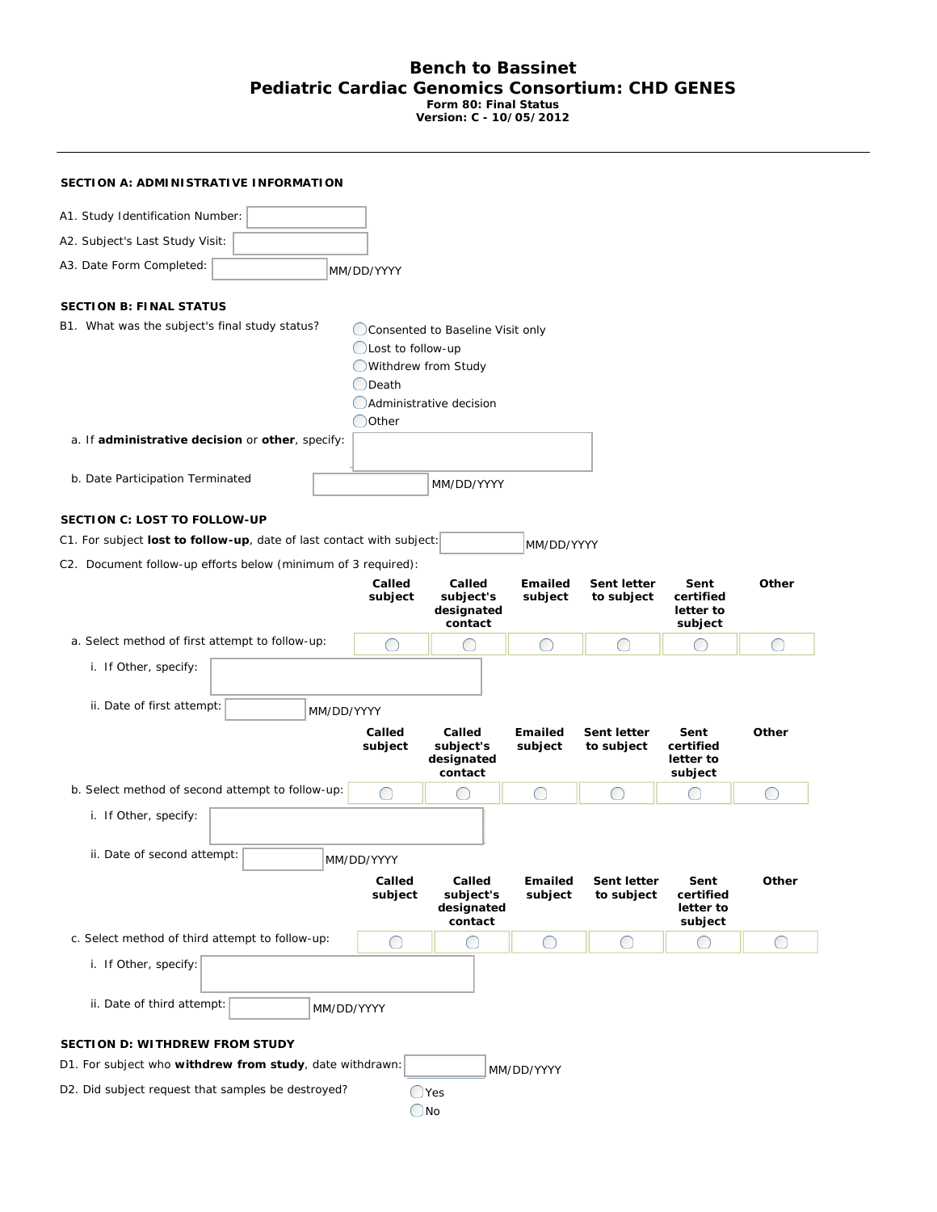# Bench to Bassinet

## Pediatric Cardiac Genomics Consortium: CHD GENES

**Form 80: Final Status**
**Version: C - 10/05/2012**

---

### SECTION A: ADMINISTRATIVE INFORMATION

A1. Study Identification Number: ______

A2. Subject's Last Study Visit: ______

A3. Date Form Completed: ______ MM/DD/YYYY

### SECTION B: FINAL STATUS

B1. What was the subject's final study status?

- ◯ Consented to Baseline Visit only
- ◯ Lost to follow-up
- ◯ Withdrew from Study
- ◯ Death
- ◯ Administrative decision
- ◯ Other

a. If **administrative decision** or **other**, specify: ______

b. Date Participation Terminated ______ MM/DD/YYYY

### SECTION C: LOST TO FOLLOW-UP

C1. For subject **lost to follow-up**, date of last contact with subject: ______ MM/DD/YYYY

C2. Document follow-up efforts below (minimum of 3 required):

| | Called subject | Called subject's designated contact | Emailed subject | Sent letter to subject | Sent certified letter to subject | Other |
|---|---|---|---|---|---|---|
| a. Select method of first attempt to follow-up: | ◯ | ◯ | ◯ | ◯ | ◯ | ◯ |

i. If Other, specify: ______

ii. Date of first attempt: ______ MM/DD/YYYY

| | Called subject | Called subject's designated contact | Emailed subject | Sent letter to subject | Sent certified letter to subject | Other |
|---|---|---|---|---|---|---|
| b. Select method of second attempt to follow-up: | ◯ | ◯ | ◯ | ◯ | ◯ | ◯ |

i. If Other, specify: ______

ii. Date of second attempt: ______ MM/DD/YYYY

| | Called subject | Called subject's designated contact | Emailed subject | Sent letter to subject | Sent certified letter to subject | Other |
|---|---|---|---|---|---|---|
| c. Select method of third attempt to follow-up: | ◯ | ◯ | ◯ | ◯ | ◯ | ◯ |

i. If Other, specify: ______

ii. Date of third attempt: ______ MM/DD/YYYY

### SECTION D: WITHDREW FROM STUDY

D1. For subject who **withdrew from study**, date withdrawn: ______ MM/DD/YYYY

D2. Did subject request that samples be destroyed?

- ◯ Yes
- ◯ No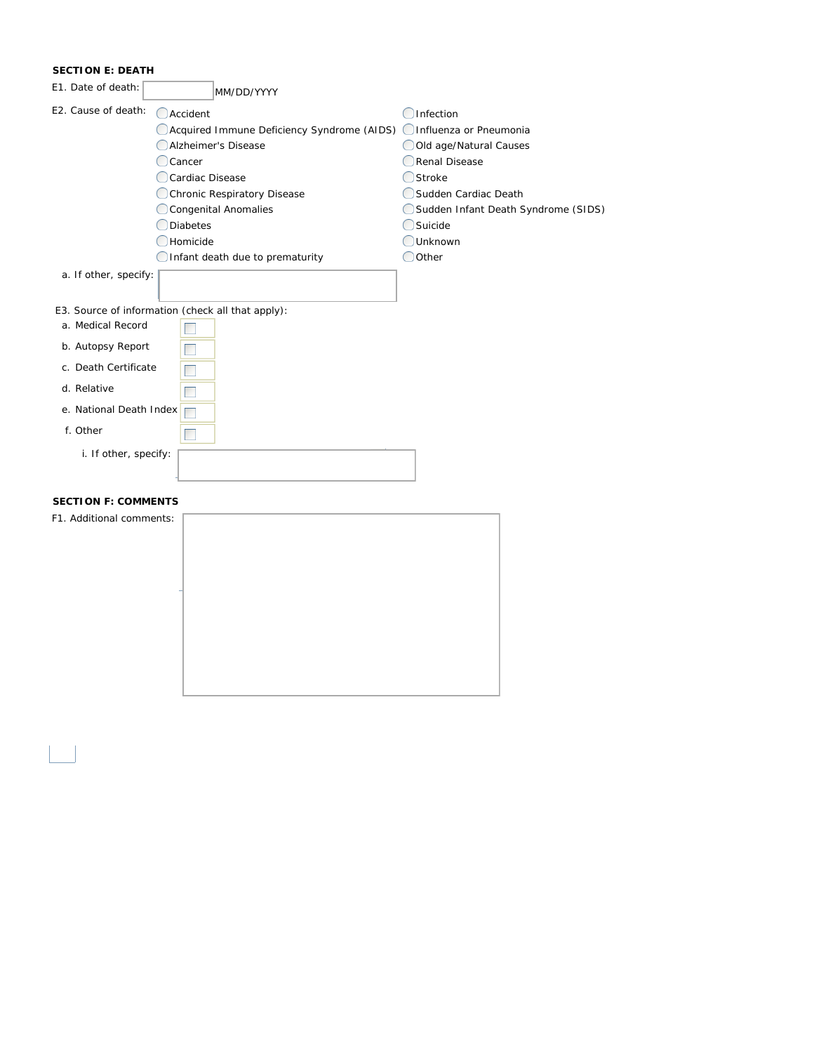**SECTION E: DEATH**

E1. Date of death: ________ MM/DD/YYYY

E2. Cause of death:

- ◯ Accident
- ◯ Acquired Immune Deficiency Syndrome (AIDS)
- ◯ Alzheimer's Disease
- ◯ Cancer
- ◯ Cardiac Disease
- ◯ Chronic Respiratory Disease
- ◯ Congenital Anomalies
- ◯ Diabetes
- ◯ Homicide
- ◯ Infant death due to prematurity
- ◯ Infection
- ◯ Influenza or Pneumonia
- ◯ Old age/Natural Causes
- ◯ Renal Disease
- ◯ Stroke
- ◯ Sudden Cardiac Death
- ◯ Sudden Infant Death Syndrome (SIDS)
- ◯ Suicide
- ◯ Unknown
- ◯ Other

a. If other, specify: ________

E3. Source of information (check all that apply):

- a. Medical Record ☐
- b. Autopsy Report ☐
- c. Death Certificate ☐
- d. Relative ☐
- e. National Death Index ☐
- f. Other ☐
  - i. If other, specify: ________

**SECTION F: COMMENTS**

F1. Additional comments: ________